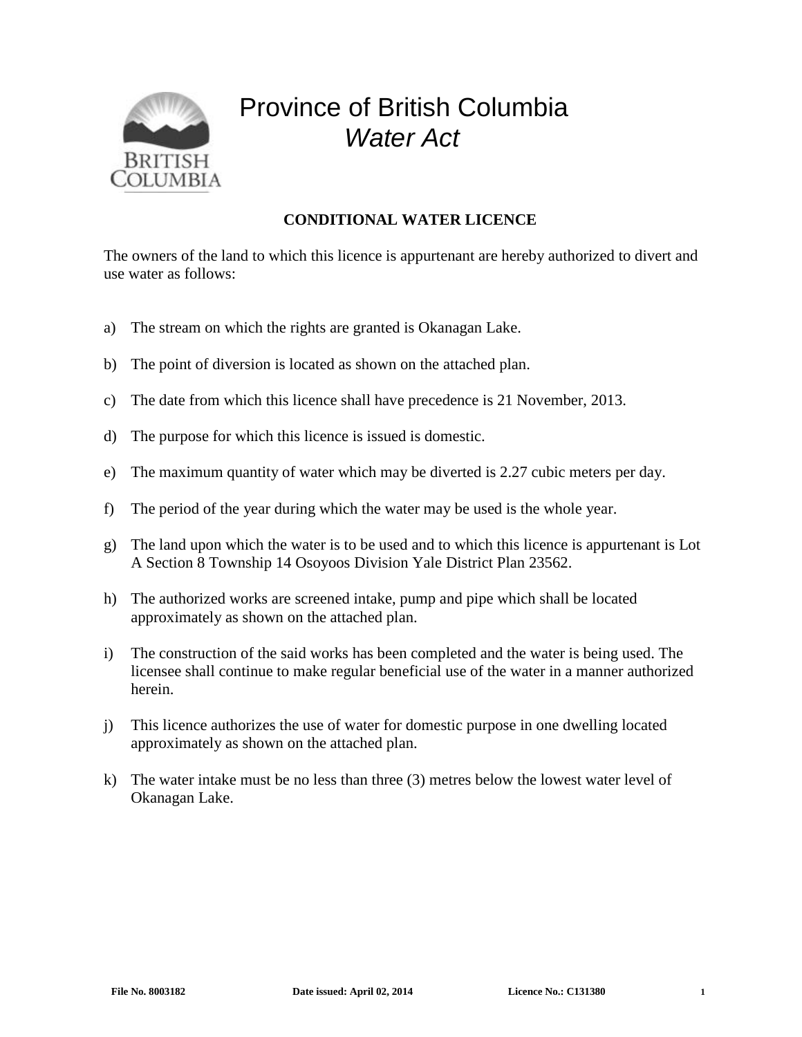# Province of British Columbia
## *Water Act*

### CONDITIONAL WATER LICENCE

The owners of the land to which this licence is appurtenant are hereby authorized to divert and use water as follows:

a) The stream on which the rights are granted is Okanagan Lake.

b) The point of diversion is located as shown on the attached plan.

c) The date from which this licence shall have precedence is 21 November, 2013.

d) The purpose for which this licence is issued is domestic.

e) The maximum quantity of water which may be diverted is 2.27 cubic meters per day.

f) The period of the year during which the water may be used is the whole year.

g) The land upon which the water is to be used and to which this licence is appurtenant is Lot A Section 8 Township 14 Osoyoos Division Yale District Plan 23562.

h) The authorized works are screened intake, pump and pipe which shall be located approximately as shown on the attached plan.

i) The construction of the said works has been completed and the water is being used. The licensee shall continue to make regular beneficial use of the water in a manner authorized herein.

j) This licence authorizes the use of water for domestic purpose in one dwelling located approximately as shown on the attached plan.

k) The water intake must be no less than three (3) metres below the lowest water level of Okanagan Lake.

**File No. 8003182** **Date issued: April 02, 2014** **Licence No.: C131380**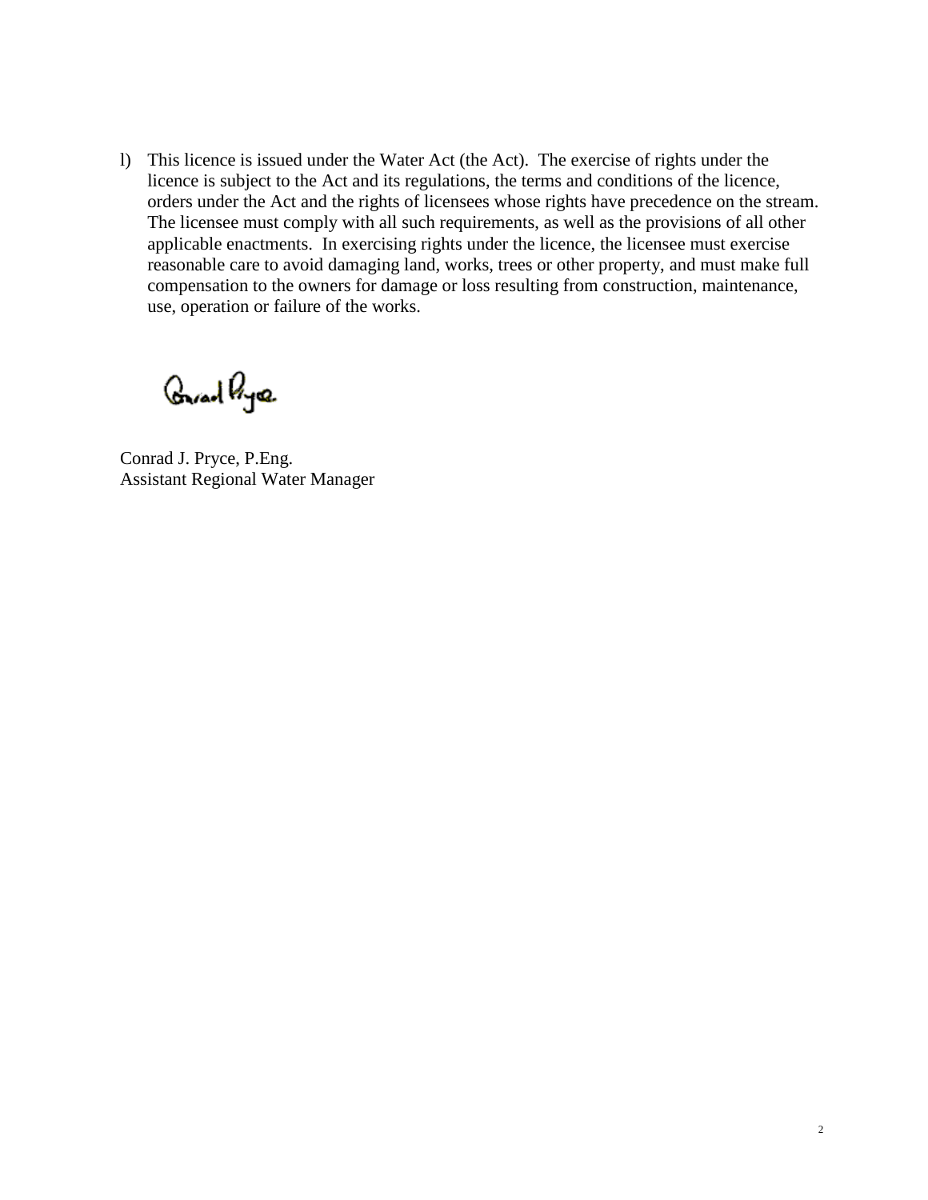l) This licence is issued under the Water Act (the Act). The exercise of rights under the licence is subject to the Act and its regulations, the terms and conditions of the licence, orders under the Act and the rights of licensees whose rights have precedence on the stream. The licensee must comply with all such requirements, as well as the provisions of all other applicable enactments. In exercising rights under the licence, the licensee must exercise reasonable care to avoid damaging land, works, trees or other property, and must make full compensation to the owners for damage or loss resulting from construction, maintenance, use, operation or failure of the works.

Conrad J. Pryce, P.Eng.
Assistant Regional Water Manager